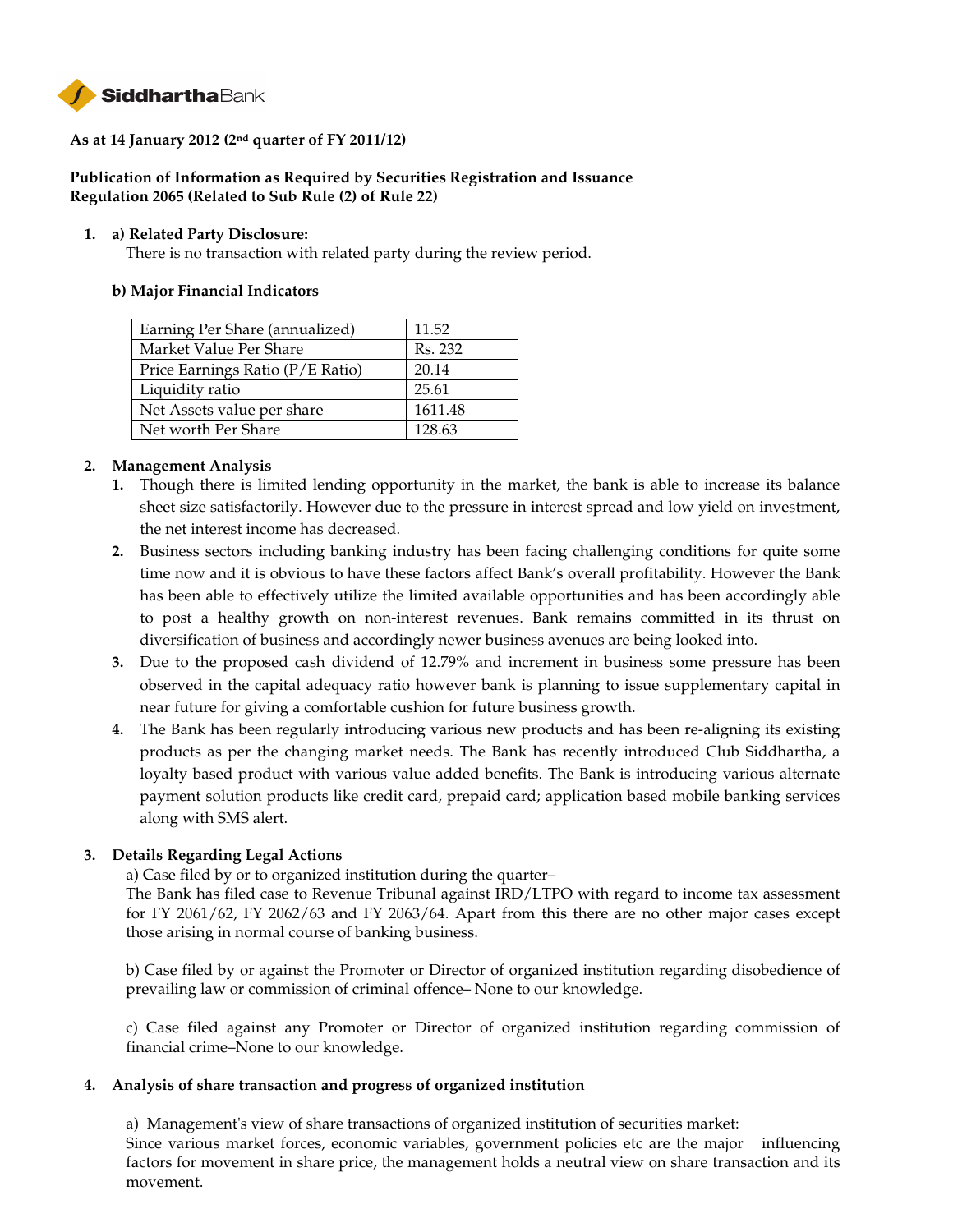**SiddharthaBank**

**As at 14 January 2012 (2nd quarter of FY 2011/12)**

**Publication of Information as Required by Securities Registration and Issuance Regulation 2065 (Related to Sub Rule (2) of Rule 22)**

1. **a) Related Party Disclosure:**
   There is no transaction with related party during the review period.

   **b) Major Financial Indicators**

| Earning Per Share (annualized) | 11.52 |
|---|---|
| Market Value Per Share | Rs. 232 |
| Price Earnings Ratio (P/E Ratio) | 20.14 |
| Liquidity ratio | 25.61 |
| Net Assets value per share | 1611.48 |
| Net worth Per Share | 128.63 |

2. **Management Analysis**
   1. Though there is limited lending opportunity in the market, the bank is able to increase its balance sheet size satisfactorily. However due to the pressure in interest spread and low yield on investment, the net interest income has decreased.
   2. Business sectors including banking industry has been facing challenging conditions for quite some time now and it is obvious to have these factors affect Bank's overall profitability. However the Bank has been able to effectively utilize the limited available opportunities and has been accordingly able to post a healthy growth on non-interest revenues. Bank remains committed in its thrust on diversification of business and accordingly newer business avenues are being looked into.
   3. Due to the proposed cash dividend of 12.79% and increment in business some pressure has been observed in the capital adequacy ratio however bank is planning to issue supplementary capital in near future for giving a comfortable cushion for future business growth.
   4. The Bank has been regularly introducing various new products and has been re-aligning its existing products as per the changing market needs. The Bank has recently introduced Club Siddhartha, a loyalty based product with various value added benefits. The Bank is introducing various alternate payment solution products like credit card, prepaid card; application based mobile banking services along with SMS alert.

3. **Details Regarding Legal Actions**

   a) Case filed by or to organized institution during the quarter–
   The Bank has filed case to Revenue Tribunal against IRD/LTPO with regard to income tax assessment for FY 2061/62, FY 2062/63 and FY 2063/64. Apart from this there are no other major cases except those arising in normal course of banking business.

   b) Case filed by or against the Promoter or Director of organized institution regarding disobedience of prevailing law or commission of criminal offence– None to our knowledge.

   c) Case filed against any Promoter or Director of organized institution regarding commission of financial crime–None to our knowledge.

4. **Analysis of share transaction and progress of organized institution**

   a) Management's view of share transactions of organized institution of securities market:
   Since various market forces, economic variables, government policies etc are the major influencing factors for movement in share price, the management holds a neutral view on share transaction and its movement.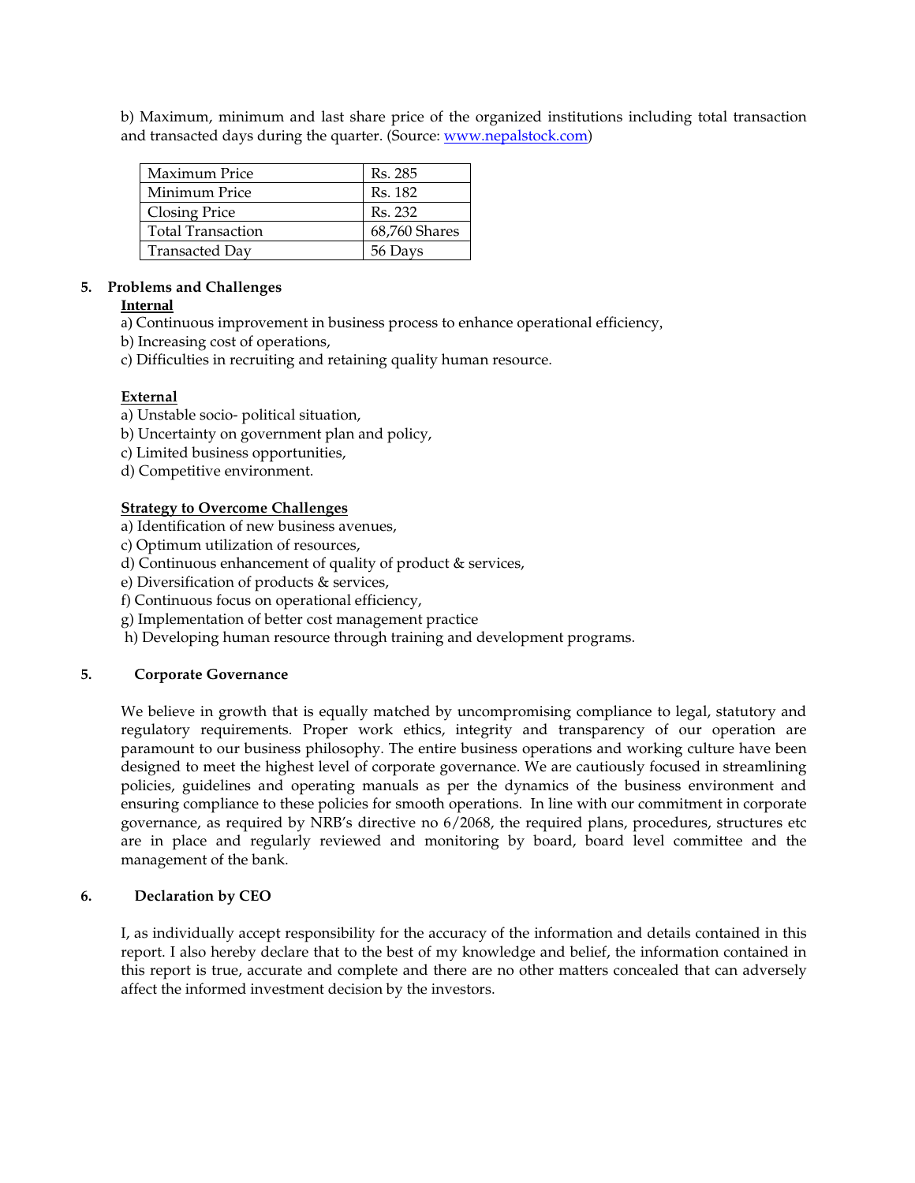b) Maximum, minimum and last share price of the organized institutions including total transaction and transacted days during the quarter. (Source: www.nepalstock.com)

| | |
|---|---|
| Maximum Price | Rs. 285 |
| Minimum Price | Rs. 182 |
| Closing Price | Rs. 232 |
| Total Transaction | 68,760 Shares |
| Transacted Day | 56 Days |

**5. Problems and Challenges**

**Internal**

a) Continuous improvement in business process to enhance operational efficiency,
b) Increasing cost of operations,
c) Difficulties in recruiting and retaining quality human resource.

**External**

a) Unstable socio- political situation,
b) Uncertainty on government plan and policy,
c) Limited business opportunities,
d) Competitive environment.

**Strategy to Overcome Challenges**

a) Identification of new business avenues,
c) Optimum utilization of resources,
d) Continuous enhancement of quality of product & services,
e) Diversification of products & services,
f) Continuous focus on operational efficiency,
g) Implementation of better cost management practice
h) Developing human resource through training and development programs.

**5. Corporate Governance**

We believe in growth that is equally matched by uncompromising compliance to legal, statutory and regulatory requirements. Proper work ethics, integrity and transparency of our operation are paramount to our business philosophy. The entire business operations and working culture have been designed to meet the highest level of corporate governance. We are cautiously focused in streamlining policies, guidelines and operating manuals as per the dynamics of the business environment and ensuring compliance to these policies for smooth operations. In line with our commitment in corporate governance, as required by NRB's directive no 6/2068, the required plans, procedures, structures etc are in place and regularly reviewed and monitoring by board, board level committee and the management of the bank.

**6. Declaration by CEO**

I, as individually accept responsibility for the accuracy of the information and details contained in this report. I also hereby declare that to the best of my knowledge and belief, the information contained in this report is true, accurate and complete and there are no other matters concealed that can adversely affect the informed investment decision by the investors.